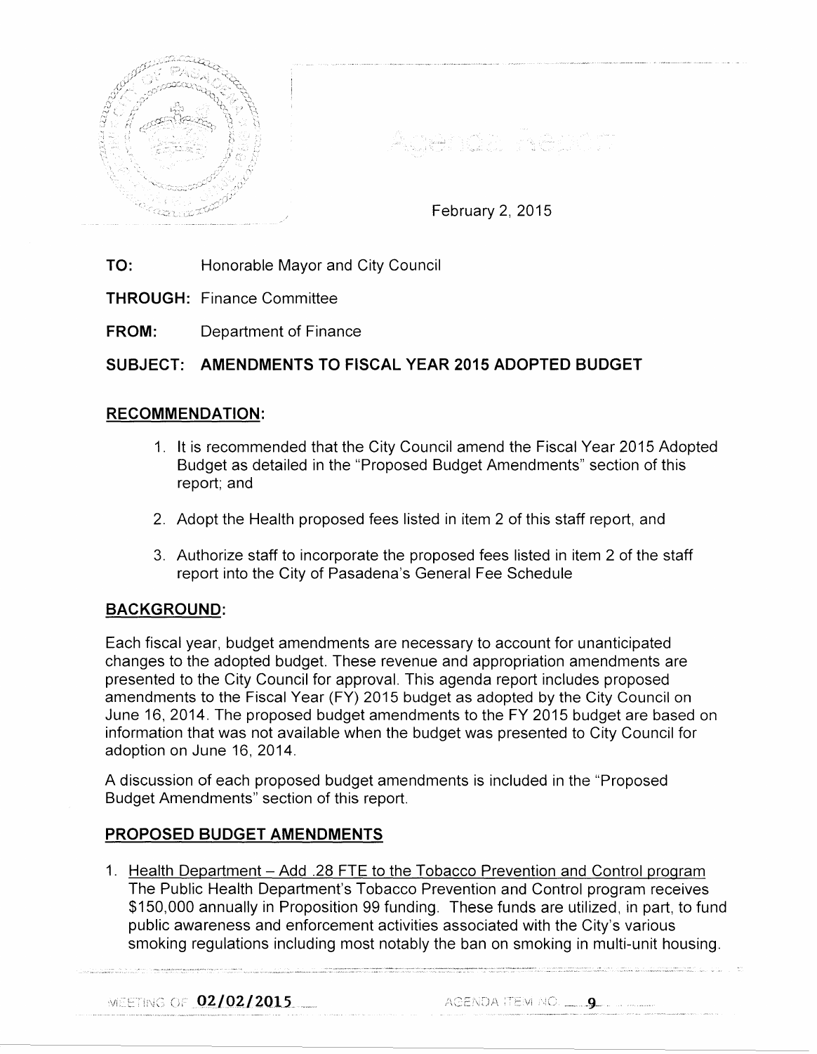# Agenda Report

February 2, 2015

**TO:** Honorable Mayor and City Council

**THROUGH:** Finance Committee

**FROM:** Department of Finance

**SUBJECT: AMENDMENTS TO FISCAL YEAR 2015 ADOPTED BUDGET**

## RECOMMENDATION:

1. It is recommended that the City Council amend the Fiscal Year 2015 Adopted Budget as detailed in the "Proposed Budget Amendments" section of this report; and

2. Adopt the Health proposed fees listed in item 2 of this staff report, and

3. Authorize staff to incorporate the proposed fees listed in item 2 of the staff report into the City of Pasadena's General Fee Schedule

## BACKGROUND:

Each fiscal year, budget amendments are necessary to account for unanticipated changes to the adopted budget. These revenue and appropriation amendments are presented to the City Council for approval. This agenda report includes proposed amendments to the Fiscal Year (FY) 2015 budget as adopted by the City Council on June 16, 2014. The proposed budget amendments to the FY 2015 budget are based on information that was not available when the budget was presented to City Council for adoption on June 16, 2014.

A discussion of each proposed budget amendments is included in the "Proposed Budget Amendments" section of this report.

## PROPOSED BUDGET AMENDMENTS

1. Health Department – Add .28 FTE to the Tobacco Prevention and Control program
The Public Health Department's Tobacco Prevention and Control program receives $150,000 annually in Proposition 99 funding. These funds are utilized, in part, to fund public awareness and enforcement activities associated with the City's various smoking regulations including most notably the ban on smoking in multi-unit housing.

MEETING OF 02/02/2015 AGENDA ITEM NO. 9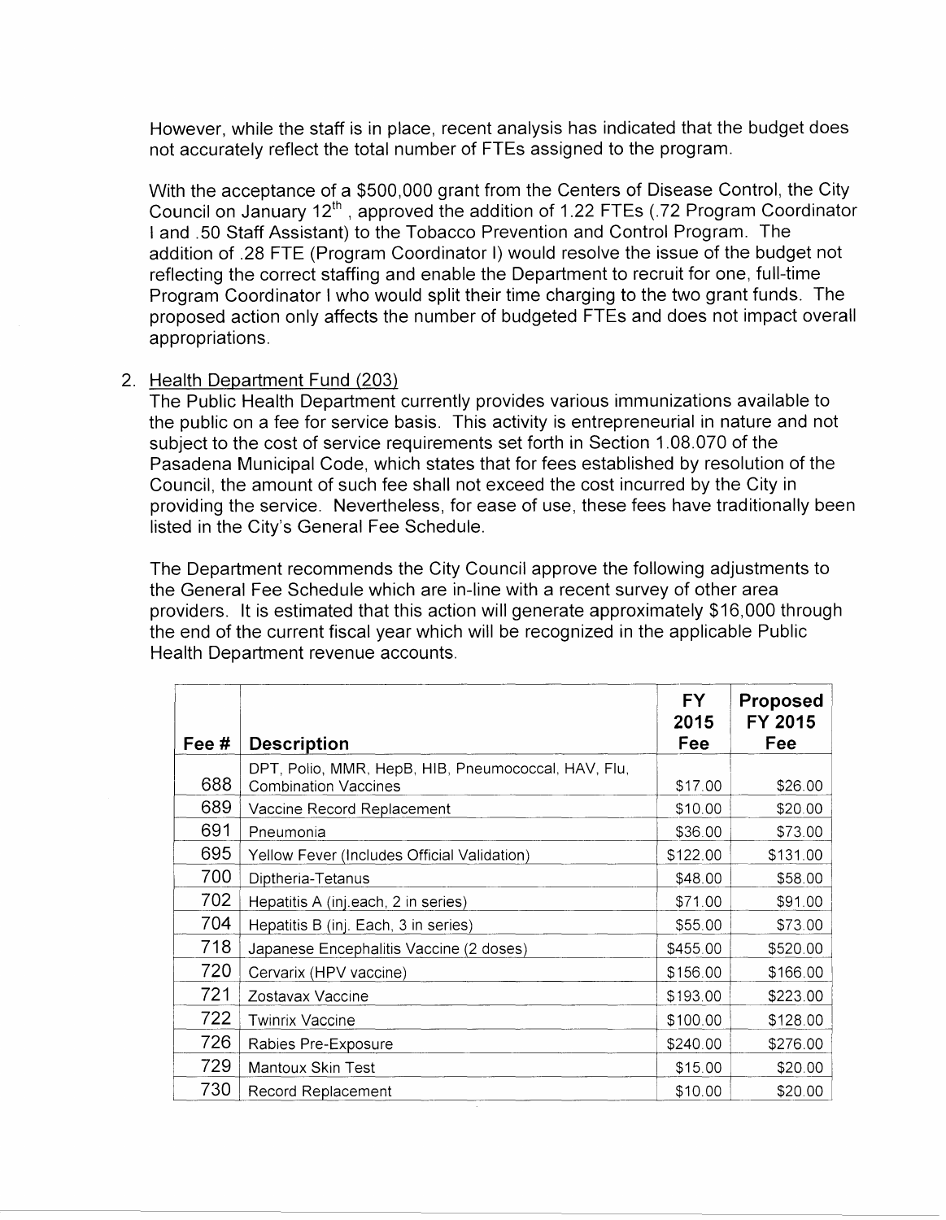However, while the staff is in place, recent analysis has indicated that the budget does not accurately reflect the total number of FTEs assigned to the program.

With the acceptance of a $500,000 grant from the Centers of Disease Control, the City Council on January 12th, approved the addition of 1.22 FTEs (.72 Program Coordinator I and .50 Staff Assistant) to the Tobacco Prevention and Control Program. The addition of .28 FTE (Program Coordinator I) would resolve the issue of the budget not reflecting the correct staffing and enable the Department to recruit for one, full-time Program Coordinator I who would split their time charging to the two grant funds. The proposed action only affects the number of budgeted FTEs and does not impact overall appropriations.

2. Health Department Fund (203)
The Public Health Department currently provides various immunizations available to the public on a fee for service basis. This activity is entrepreneurial in nature and not subject to the cost of service requirements set forth in Section 1.08.070 of the Pasadena Municipal Code, which states that for fees established by resolution of the Council, the amount of such fee shall not exceed the cost incurred by the City in providing the service. Nevertheless, for ease of use, these fees have traditionally been listed in the City's General Fee Schedule.

The Department recommends the City Council approve the following adjustments to the General Fee Schedule which are in-line with a recent survey of other area providers. It is estimated that this action will generate approximately $16,000 through the end of the current fiscal year which will be recognized in the applicable Public Health Department revenue accounts.

| Fee # | Description | FY 2015 Fee | Proposed FY 2015 Fee |
|---|---|---|---|
| 688 | DPT, Polio, MMR, HepB, HIB, Pneumococcal, HAV, Flu, Combination Vaccines | $17.00 | $26.00 |
| 689 | Vaccine Record Replacement | $10.00 | $20.00 |
| 691 | Pneumonia | $36.00 | $73.00 |
| 695 | Yellow Fever (Includes Official Validation) | $122.00 | $131.00 |
| 700 | Diptheria-Tetanus | $48.00 | $58.00 |
| 702 | Hepatitis A (inj.each, 2 in series) | $71.00 | $91.00 |
| 704 | Hepatitis B (inj. Each, 3 in series) | $55.00 | $73.00 |
| 718 | Japanese Encephalitis Vaccine (2 doses) | $455.00 | $520.00 |
| 720 | Cervarix (HPV vaccine) | $156.00 | $166.00 |
| 721 | Zostavax Vaccine | $193.00 | $223.00 |
| 722 | Twinrix Vaccine | $100.00 | $128.00 |
| 726 | Rabies Pre-Exposure | $240.00 | $276.00 |
| 729 | Mantoux Skin Test | $15.00 | $20.00 |
| 730 | Record Replacement | $10.00 | $20.00 |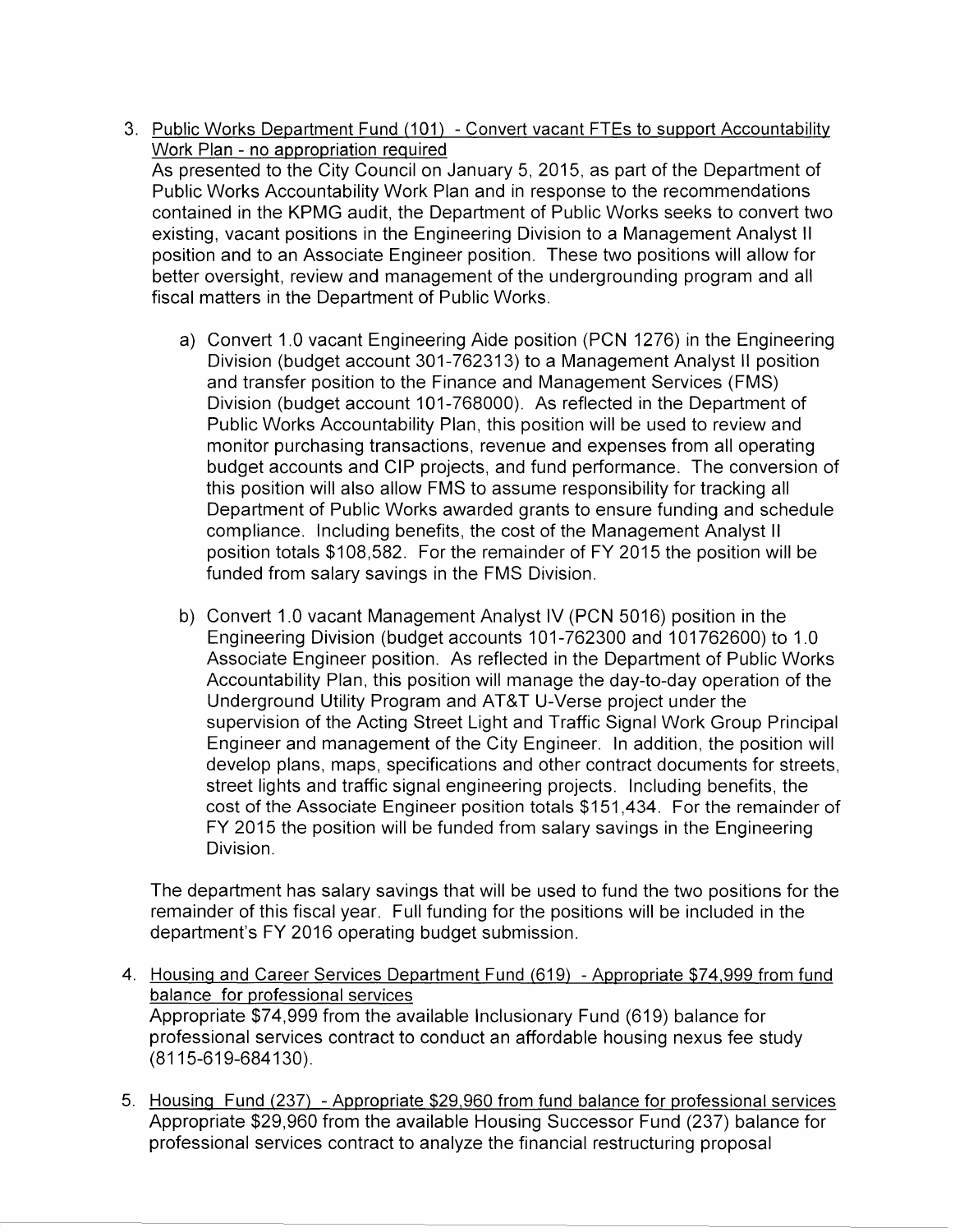3. <u>Public Works Department Fund (101) - Convert vacant FTEs to support Accountability Work Plan - no appropriation required</u>
   As presented to the City Council on January 5, 2015, as part of the Department of Public Works Accountability Work Plan and in response to the recommendations contained in the KPMG audit, the Department of Public Works seeks to convert two existing, vacant positions in the Engineering Division to a Management Analyst II position and to an Associate Engineer position. These two positions will allow for better oversight, review and management of the undergrounding program and all fiscal matters in the Department of Public Works.

   a) Convert 1.0 vacant Engineering Aide position (PCN 1276) in the Engineering Division (budget account 301-762313) to a Management Analyst II position and transfer position to the Finance and Management Services (FMS) Division (budget account 101-768000). As reflected in the Department of Public Works Accountability Plan, this position will be used to review and monitor purchasing transactions, revenue and expenses from all operating budget accounts and CIP projects, and fund performance. The conversion of this position will also allow FMS to assume responsibility for tracking all Department of Public Works awarded grants to ensure funding and schedule compliance. Including benefits, the cost of the Management Analyst II position totals $108,582. For the remainder of FY 2015 the position will be funded from salary savings in the FMS Division.

   b) Convert 1.0 vacant Management Analyst IV (PCN 5016) position in the Engineering Division (budget accounts 101-762300 and 101762600) to 1.0 Associate Engineer position. As reflected in the Department of Public Works Accountability Plan, this position will manage the day-to-day operation of the Underground Utility Program and AT&T U-Verse project under the supervision of the Acting Street Light and Traffic Signal Work Group Principal Engineer and management of the City Engineer. In addition, the position will develop plans, maps, specifications and other contract documents for streets, street lights and traffic signal engineering projects. Including benefits, the cost of the Associate Engineer position totals $151,434. For the remainder of FY 2015 the position will be funded from salary savings in the Engineering Division.

   The department has salary savings that will be used to fund the two positions for the remainder of this fiscal year. Full funding for the positions will be included in the department's FY 2016 operating budget submission.

4. <u>Housing and Career Services Department Fund (619) - Appropriate $74,999 from fund balance for professional services</u>
   Appropriate $74,999 from the available Inclusionary Fund (619) balance for professional services contract to conduct an affordable housing nexus fee study (8115-619-684130).

5. <u>Housing Fund (237) - Appropriate $29,960 from fund balance for professional services</u>
   Appropriate $29,960 from the available Housing Successor Fund (237) balance for professional services contract to analyze the financial restructuring proposal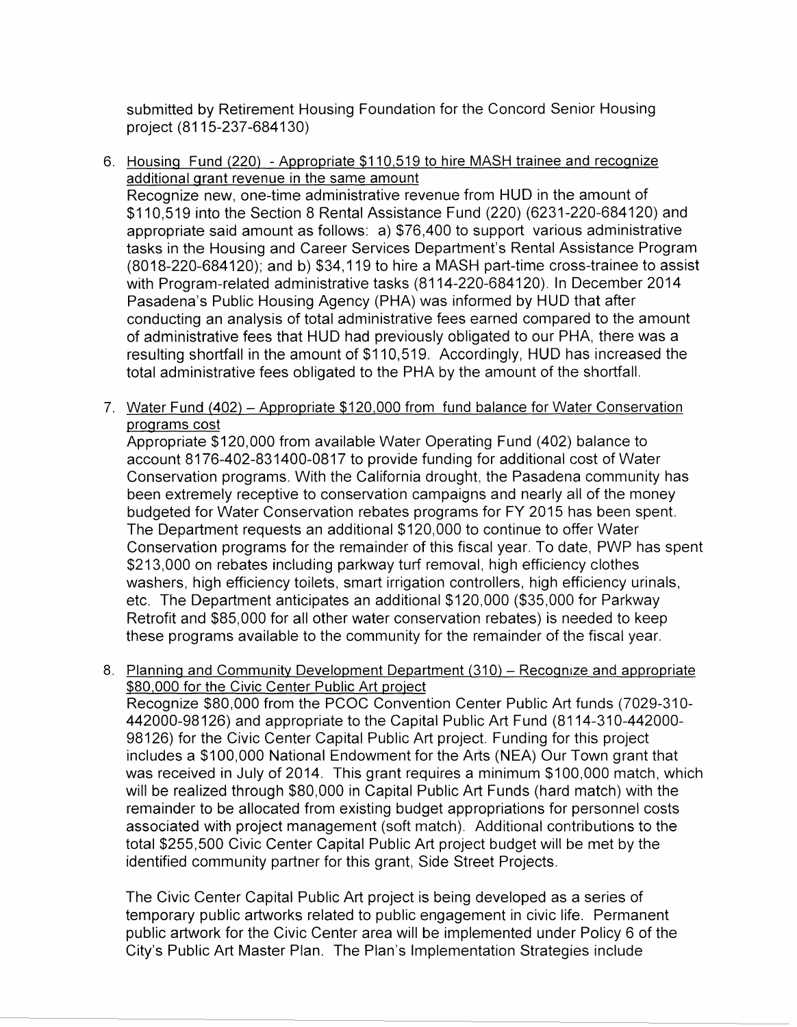submitted by Retirement Housing Foundation for the Concord Senior Housing project (8115-237-684130)

6. Housing Fund (220) - Appropriate $110,519 to hire MASH trainee and recognize additional grant revenue in the same amount
   Recognize new, one-time administrative revenue from HUD in the amount of $110,519 into the Section 8 Rental Assistance Fund (220) (6231-220-684120) and appropriate said amount as follows: a) $76,400 to support various administrative tasks in the Housing and Career Services Department's Rental Assistance Program (8018-220-684120); and b) $34,119 to hire a MASH part-time cross-trainee to assist with Program-related administrative tasks (8114-220-684120). In December 2014 Pasadena's Public Housing Agency (PHA) was informed by HUD that after conducting an analysis of total administrative fees earned compared to the amount of administrative fees that HUD had previously obligated to our PHA, there was a resulting shortfall in the amount of $110,519. Accordingly, HUD has increased the total administrative fees obligated to the PHA by the amount of the shortfall.

7. Water Fund (402) – Appropriate $120,000 from fund balance for Water Conservation programs cost
   Appropriate $120,000 from available Water Operating Fund (402) balance to account 8176-402-831400-0817 to provide funding for additional cost of Water Conservation programs. With the California drought, the Pasadena community has been extremely receptive to conservation campaigns and nearly all of the money budgeted for Water Conservation rebates programs for FY 2015 has been spent. The Department requests an additional $120,000 to continue to offer Water Conservation programs for the remainder of this fiscal year. To date, PWP has spent $213,000 on rebates including parkway turf removal, high efficiency clothes washers, high efficiency toilets, smart irrigation controllers, high efficiency urinals, etc. The Department anticipates an additional $120,000 ($35,000 for Parkway Retrofit and $85,000 for all other water conservation rebates) is needed to keep these programs available to the community for the remainder of the fiscal year.

8. Planning and Community Development Department (310) – Recognize and appropriate $80,000 for the Civic Center Public Art project
   Recognize $80,000 from the PCOC Convention Center Public Art funds (7029-310-442000-98126) and appropriate to the Capital Public Art Fund (8114-310-442000-98126) for the Civic Center Capital Public Art project. Funding for this project includes a $100,000 National Endowment for the Arts (NEA) Our Town grant that was received in July of 2014. This grant requires a minimum $100,000 match, which will be realized through $80,000 in Capital Public Art Funds (hard match) with the remainder to be allocated from existing budget appropriations for personnel costs associated with project management (soft match). Additional contributions to the total $255,500 Civic Center Capital Public Art project budget will be met by the identified community partner for this grant, Side Street Projects.

   The Civic Center Capital Public Art project is being developed as a series of temporary public artworks related to public engagement in civic life. Permanent public artwork for the Civic Center area will be implemented under Policy 6 of the City's Public Art Master Plan. The Plan's Implementation Strategies include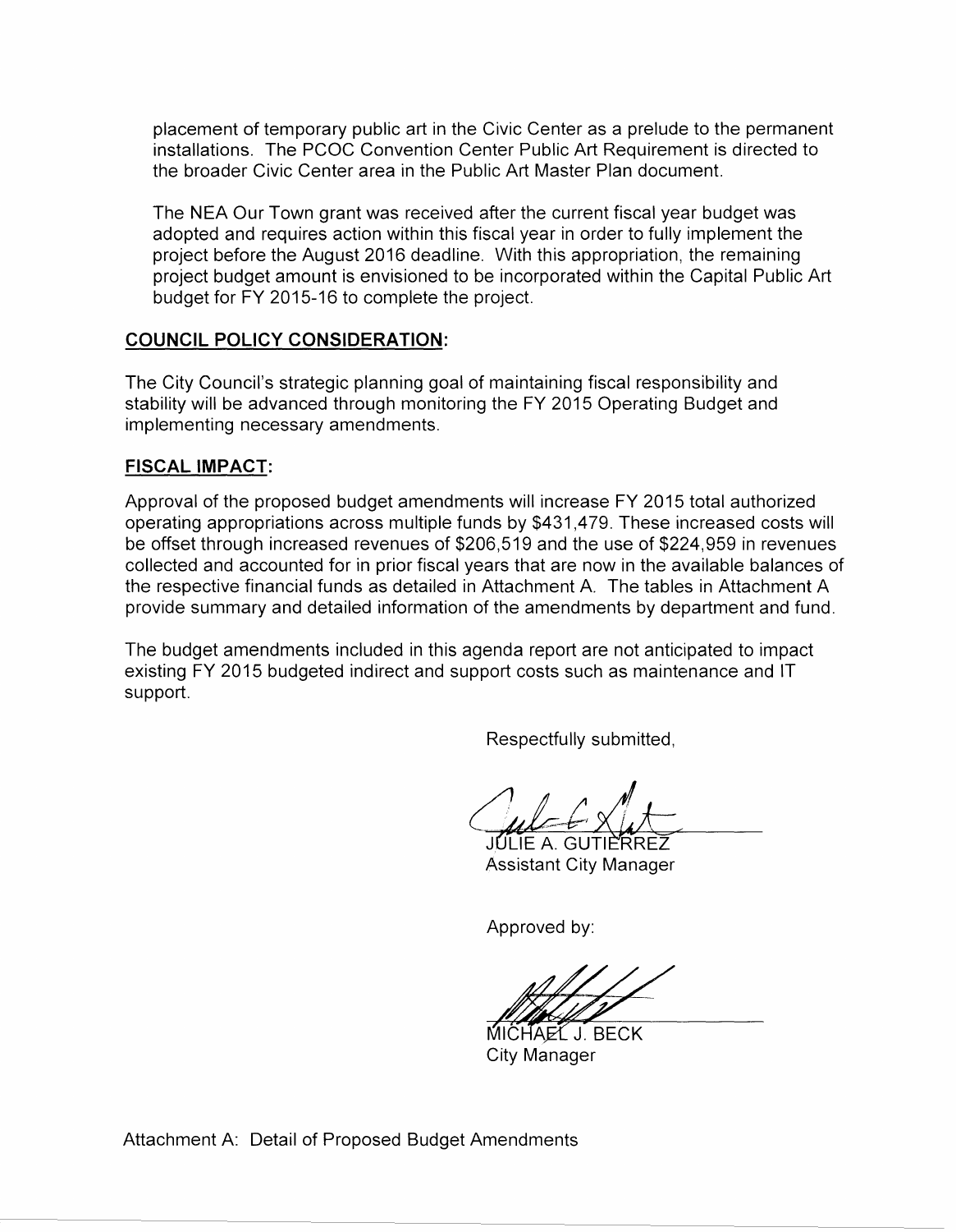placement of temporary public art in the Civic Center as a prelude to the permanent installations. The PCOC Convention Center Public Art Requirement is directed to the broader Civic Center area in the Public Art Master Plan document.

The NEA Our Town grant was received after the current fiscal year budget was adopted and requires action within this fiscal year in order to fully implement the project before the August 2016 deadline. With this appropriation, the remaining project budget amount is envisioned to be incorporated within the Capital Public Art budget for FY 2015-16 to complete the project.

## COUNCIL POLICY CONSIDERATION:

The City Council's strategic planning goal of maintaining fiscal responsibility and stability will be advanced through monitoring the FY 2015 Operating Budget and implementing necessary amendments.

## FISCAL IMPACT:

Approval of the proposed budget amendments will increase FY 2015 total authorized operating appropriations across multiple funds by $431,479. These increased costs will be offset through increased revenues of $206,519 and the use of $224,959 in revenues collected and accounted for in prior fiscal years that are now in the available balances of the respective financial funds as detailed in Attachment A. The tables in Attachment A provide summary and detailed information of the amendments by department and fund.

The budget amendments included in this agenda report are not anticipated to impact existing FY 2015 budgeted indirect and support costs such as maintenance and IT support.

Respectfully submitted,

JULIE A. GUTIERREZ
Assistant City Manager

Approved by:

MICHAEL J. BECK
City Manager

Attachment A: Detail of Proposed Budget Amendments